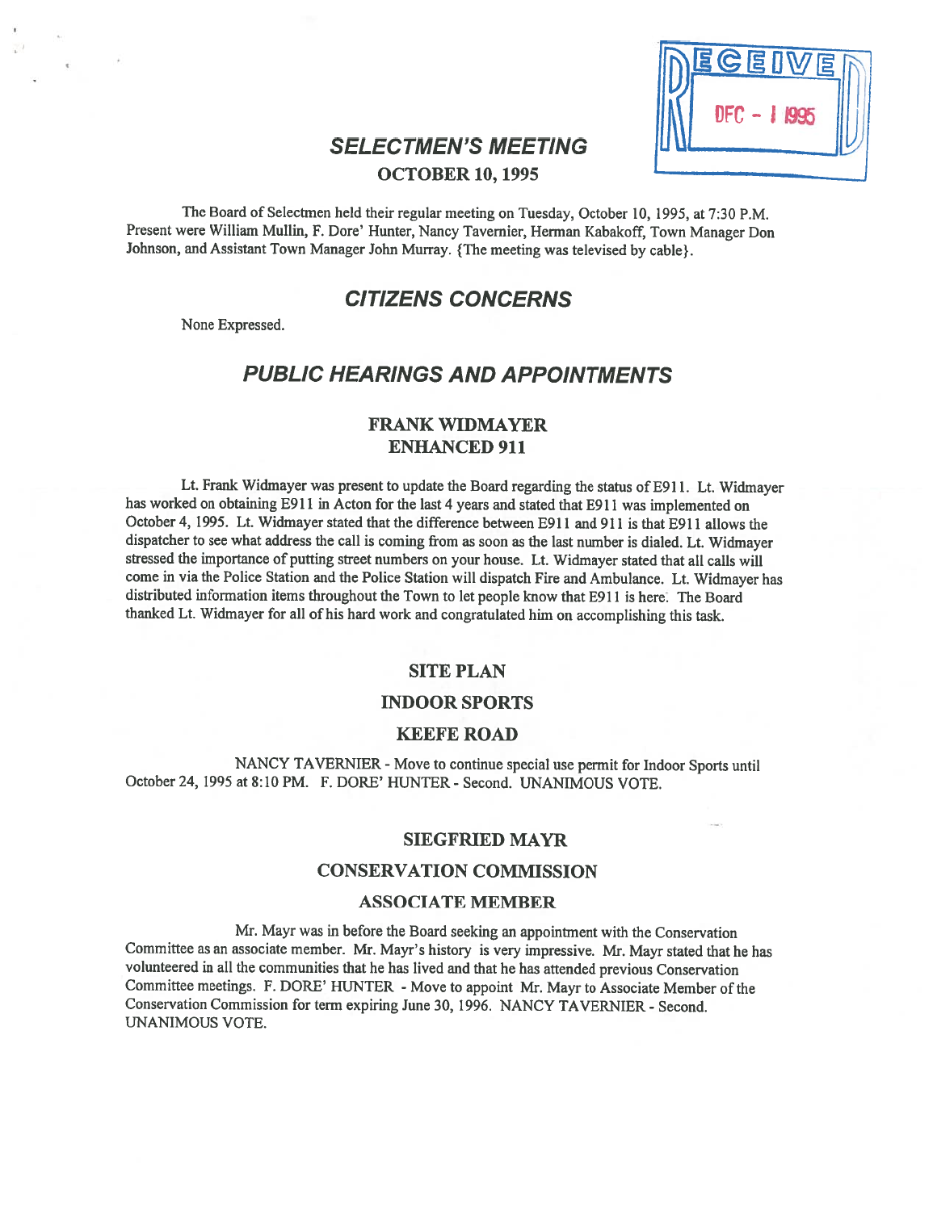RECEIVED DEC - 1 1995

# SELECTMEN'S MEETING

## OCTOBER 10, 1995

The Board of Selectmen held their regular meeting on Tuesday, October 10, 1995, at 7:30 P.M. Present were William Mullin, F. Dore' Hunter, Nancy Tavernier, Herman Kabakoff, Town Manager Don Johnson, and Assistant Town Manager John Murray. {The meeting was televised by cable}.

## CITIZENS CONCERNS

None Expressed.

## PUBLIC HEARINGS AND APPOINTMENTS

### FRANK WIDMAYER
### ENHANCED 911

Lt. Frank Widmayer was present to update the Board regarding the status of E911. Lt. Widmayer has worked on obtaining E911 in Acton for the last 4 years and stated that E911 was implemented on October 4, 1995. Lt. Widmayer stated that the difference between E911 and 911 is that E911 allows the dispatcher to see what address the call is coming from as soon as the last number is dialed. Lt. Widmayer stressed the importance of putting street numbers on your house. Lt. Widmayer stated that all calls will come in via the Police Station and the Police Station will dispatch Fire and Ambulance. Lt. Widmayer has distributed information items throughout the Town to let people know that E911 is here. The Board thanked Lt. Widmayer for all of his hard work and congratulated him on accomplishing this task.

### SITE PLAN
### INDOOR SPORTS
### KEEFE ROAD

NANCY TAVERNIER - Move to continue special use permit for Indoor Sports until October 24, 1995 at 8:10 PM. F. DORE' HUNTER - Second. UNANIMOUS VOTE.

### SIEGFRIED MAYR
### CONSERVATION COMMISSION
### ASSOCIATE MEMBER

Mr. Mayr was in before the Board seeking an appointment with the Conservation Committee as an associate member. Mr. Mayr's history is very impressive. Mr. Mayr stated that he has volunteered in all the communities that he has lived and that he has attended previous Conservation Committee meetings. F. DORE' HUNTER - Move to appoint Mr. Mayr to Associate Member of the Conservation Commission for term expiring June 30, 1996. NANCY TAVERNIER - Second. UNANIMOUS VOTE.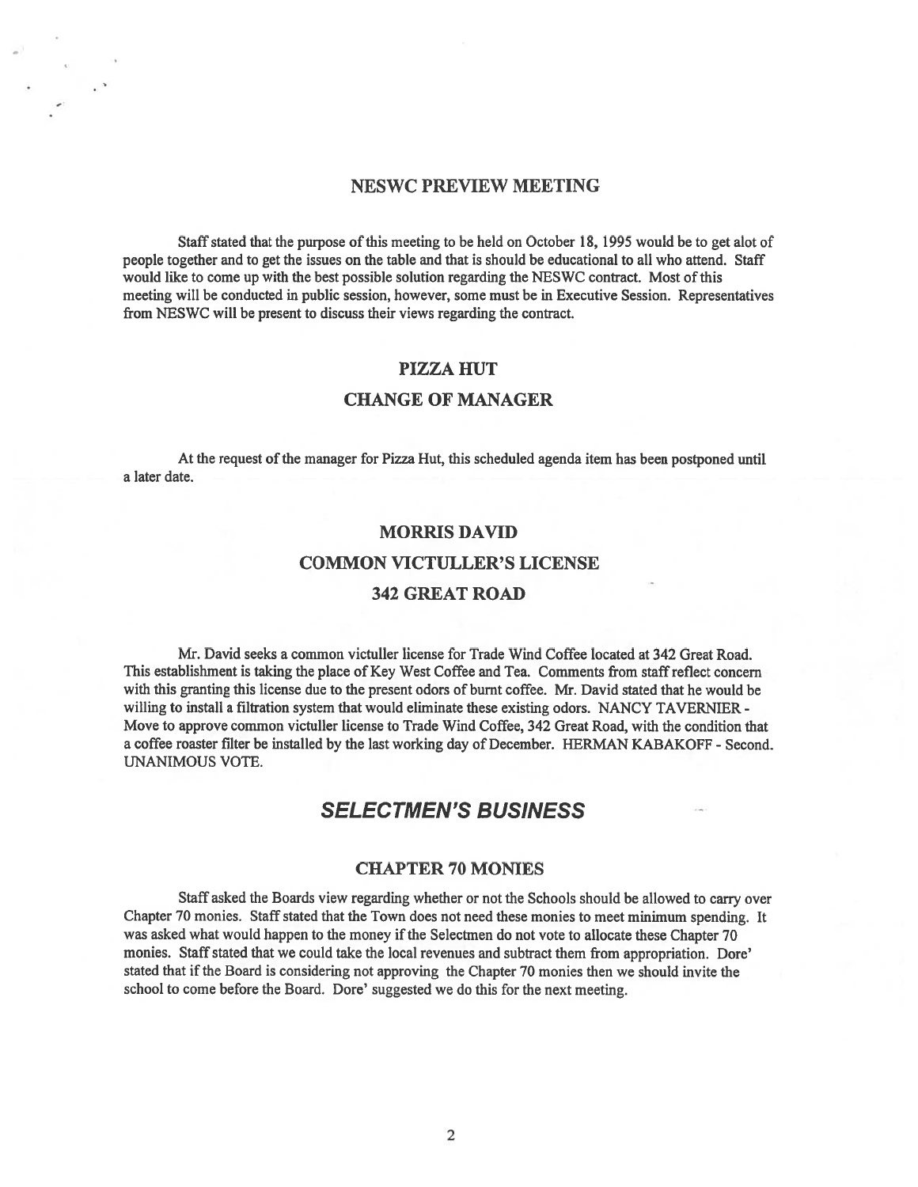## NESWC PREVIEW MEETING

Staff stated that the purpose of this meeting to be held on October 18, 1995 would be to get alot of people together and to get the issues on the table and that is should be educational to all who attend. Staff would like to come up with the best possible solution regarding the NESWC contract. Most of this meeting will be conducted in public session, however, some must be in Executive Session. Representatives from NESWC will be present to discuss their views regarding the contract.

## PIZZA HUT

## CHANGE OF MANAGER

At the request of the manager for Pizza Hut, this scheduled agenda item has been postponed until a later date.

## MORRIS DAVID

## COMMON VICTULLER'S LICENSE

## 342 GREAT ROAD

Mr. David seeks a common victuller license for Trade Wind Coffee located at 342 Great Road. This establishment is taking the place of Key West Coffee and Tea. Comments from staff reflect concern with this granting this license due to the present odors of burnt coffee. Mr. David stated that he would be willing to install a filtration system that would eliminate these existing odors. NANCY TAVERNIER - Move to approve common victuller license to Trade Wind Coffee, 342 Great Road, with the condition that a coffee roaster filter be installed by the last working day of December. HERMAN KABAKOFF - Second. UNANIMOUS VOTE.

# *SELECTMEN'S BUSINESS*

## CHAPTER 70 MONIES

Staff asked the Boards view regarding whether or not the Schools should be allowed to carry over Chapter 70 monies. Staff stated that the Town does not need these monies to meet minimum spending. It was asked what would happen to the money if the Selectmen do not vote to allocate these Chapter 70 monies. Staff stated that we could take the local revenues and subtract them from appropriation. Dore' stated that if the Board is considering not approving the Chapter 70 monies then we should invite the school to come before the Board. Dore' suggested we do this for the next meeting.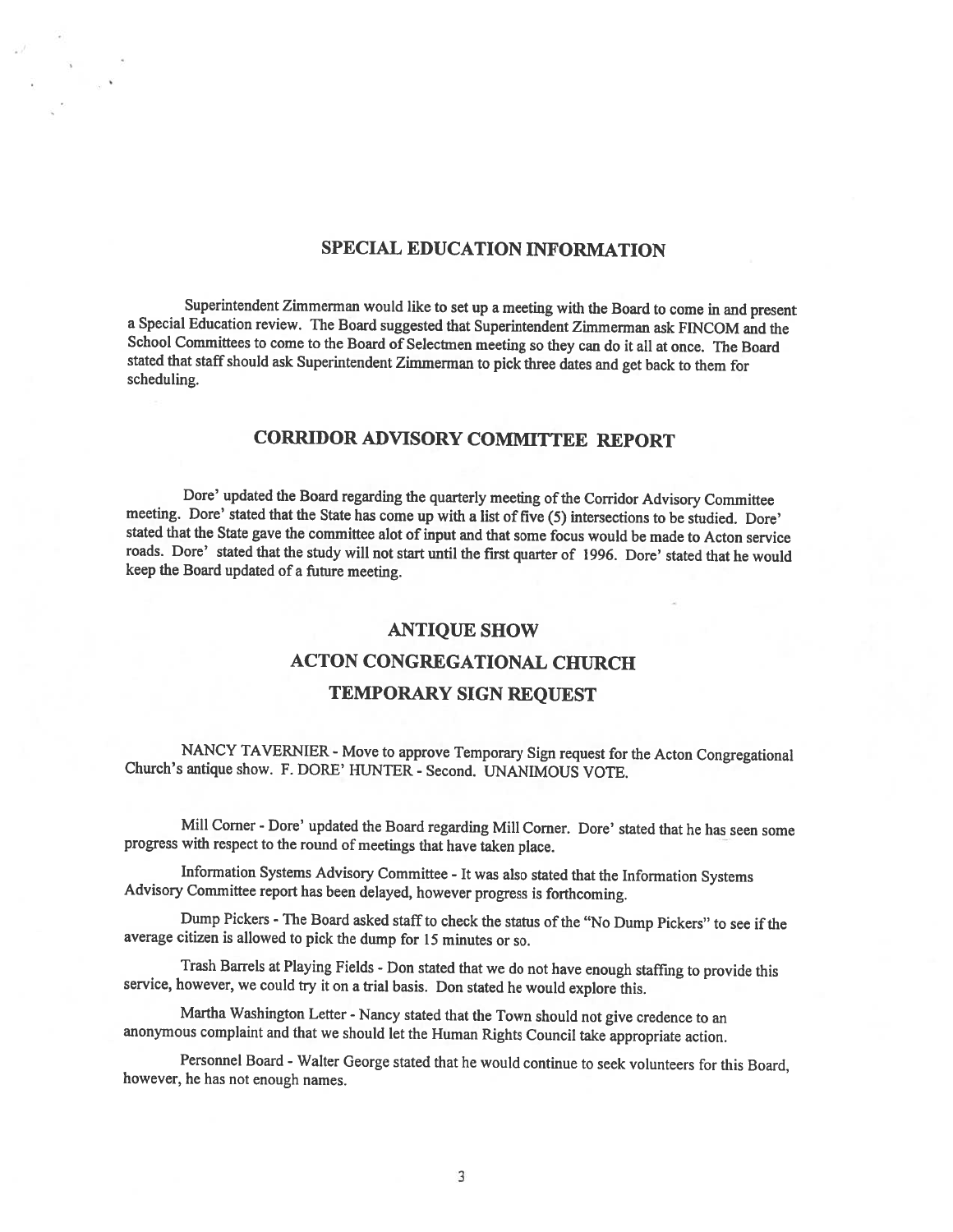## SPECIAL EDUCATION INFORMATION

Superintendent Zimmerman would like to set up a meeting with the Board to come in and present a Special Education review. The Board suggested that Superintendent Zimmerman ask FINCOM and the School Committees to come to the Board of Selectmen meeting so they can do it all at once. The Board stated that staff should ask Superintendent Zimmerman to pick three dates and get back to them for scheduling.

## CORRIDOR ADVISORY COMMITTEE REPORT

Dore' updated the Board regarding the quarterly meeting of the Corridor Advisory Committee meeting. Dore' stated that the State has come up with a list of five (5) intersections to be studied. Dore' stated that the State gave the committee alot of input and that some focus would be made to Acton service roads. Dore' stated that the study will not start until the first quarter of 1996. Dore' stated that he would keep the Board updated of a future meeting.

## ANTIQUE SHOW
## ACTON CONGREGATIONAL CHURCH
## TEMPORARY SIGN REQUEST

NANCY TAVERNIER - Move to approve Temporary Sign request for the Acton Congregational Church's antique show. F. DORE' HUNTER - Second. UNANIMOUS VOTE.

Mill Corner - Dore' updated the Board regarding Mill Corner. Dore' stated that he has seen some progress with respect to the round of meetings that have taken place.

Information Systems Advisory Committee - It was also stated that the Information Systems Advisory Committee report has been delayed, however progress is forthcoming.

Dump Pickers - The Board asked staff to check the status of the "No Dump Pickers" to see if the average citizen is allowed to pick the dump for 15 minutes or so.

Trash Barrels at Playing Fields - Don stated that we do not have enough staffing to provide this service, however, we could try it on a trial basis. Don stated he would explore this.

Martha Washington Letter - Nancy stated that the Town should not give credence to an anonymous complaint and that we should let the Human Rights Council take appropriate action.

Personnel Board - Walter George stated that he would continue to seek volunteers for this Board, however, he has not enough names.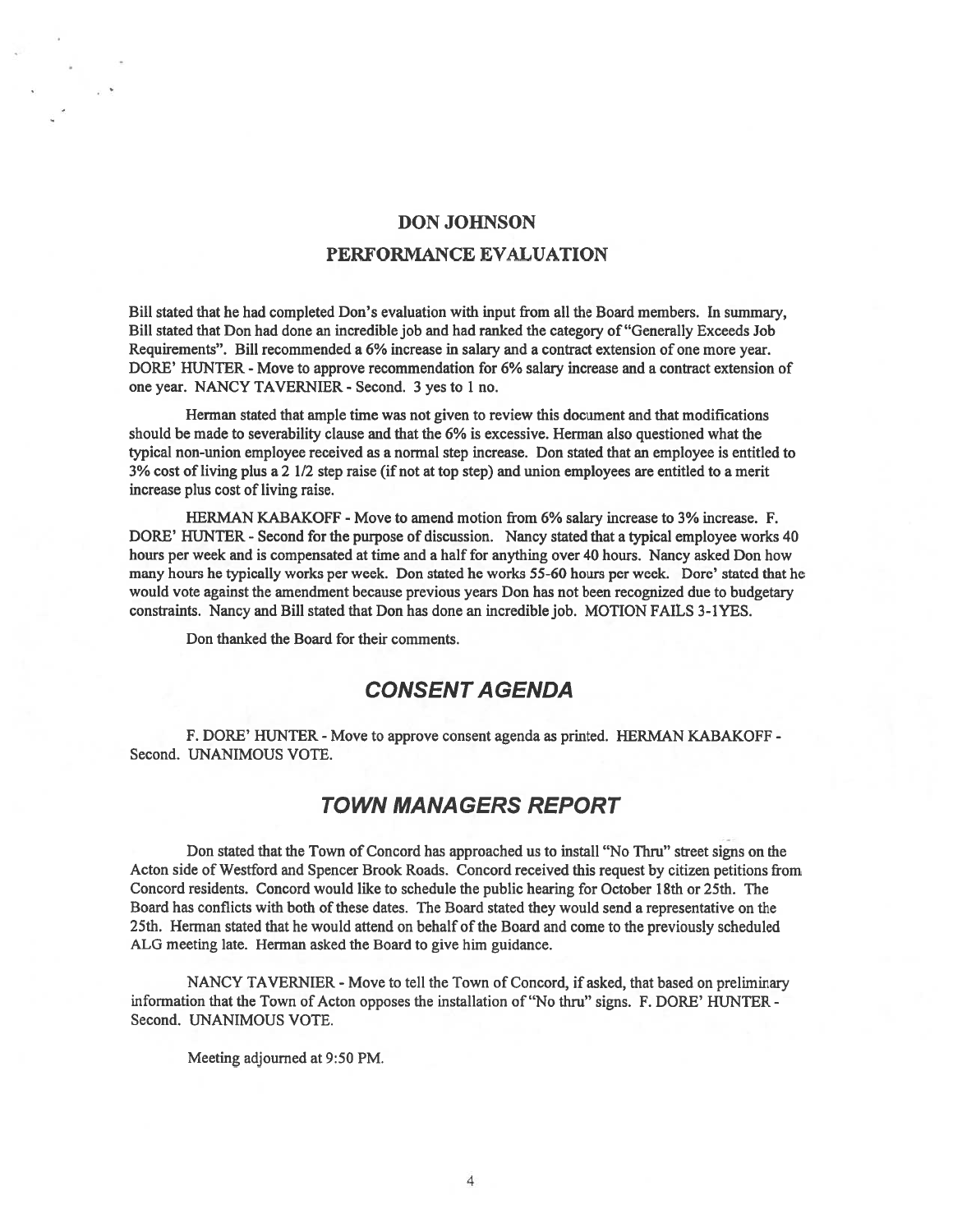## DON JOHNSON

## PERFORMANCE EVALUATION

Bill stated that he had completed Don's evaluation with input from all the Board members. In summary, Bill stated that Don had done an incredible job and had ranked the category of "Generally Exceeds Job Requirements". Bill recommended a 6% increase in salary and a contract extension of one more year. DORE' HUNTER - Move to approve recommendation for 6% salary increase and a contract extension of one year. NANCY TAVERNIER - Second. 3 yes to 1 no.

Herman stated that ample time was not given to review this document and that modifications should be made to severability clause and that the 6% is excessive. Herman also questioned what the typical non-union employee received as a normal step increase. Don stated that an employee is entitled to 3% cost of living plus a 2 1/2 step raise (if not at top step) and union employees are entitled to a merit increase plus cost of living raise.

HERMAN KABAKOFF - Move to amend motion from 6% salary increase to 3% increase. F. DORE' HUNTER - Second for the purpose of discussion. Nancy stated that a typical employee works 40 hours per week and is compensated at time and a half for anything over 40 hours. Nancy asked Don how many hours he typically works per week. Don stated he works 55-60 hours per week. Dore' stated that he would vote against the amendment because previous years Don has not been recognized due to budgetary constraints. Nancy and Bill stated that Don has done an incredible job. MOTION FAILS 3-1YES.

Don thanked the Board for their comments.

## *CONSENT AGENDA*

F. DORE' HUNTER - Move to approve consent agenda as printed. HERMAN KABAKOFF - Second. UNANIMOUS VOTE.

## *TOWN MANAGERS REPORT*

Don stated that the Town of Concord has approached us to install "No Thru" street signs on the Acton side of Westford and Spencer Brook Roads. Concord received this request by citizen petitions from Concord residents. Concord would like to schedule the public hearing for October 18th or 25th. The Board has conflicts with both of these dates. The Board stated they would send a representative on the 25th. Herman stated that he would attend on behalf of the Board and come to the previously scheduled ALG meeting late. Herman asked the Board to give him guidance.

NANCY TAVERNIER - Move to tell the Town of Concord, if asked, that based on preliminary information that the Town of Acton opposes the installation of "No thru" signs. F. DORE' HUNTER - Second. UNANIMOUS VOTE.

Meeting adjourned at 9:50 PM.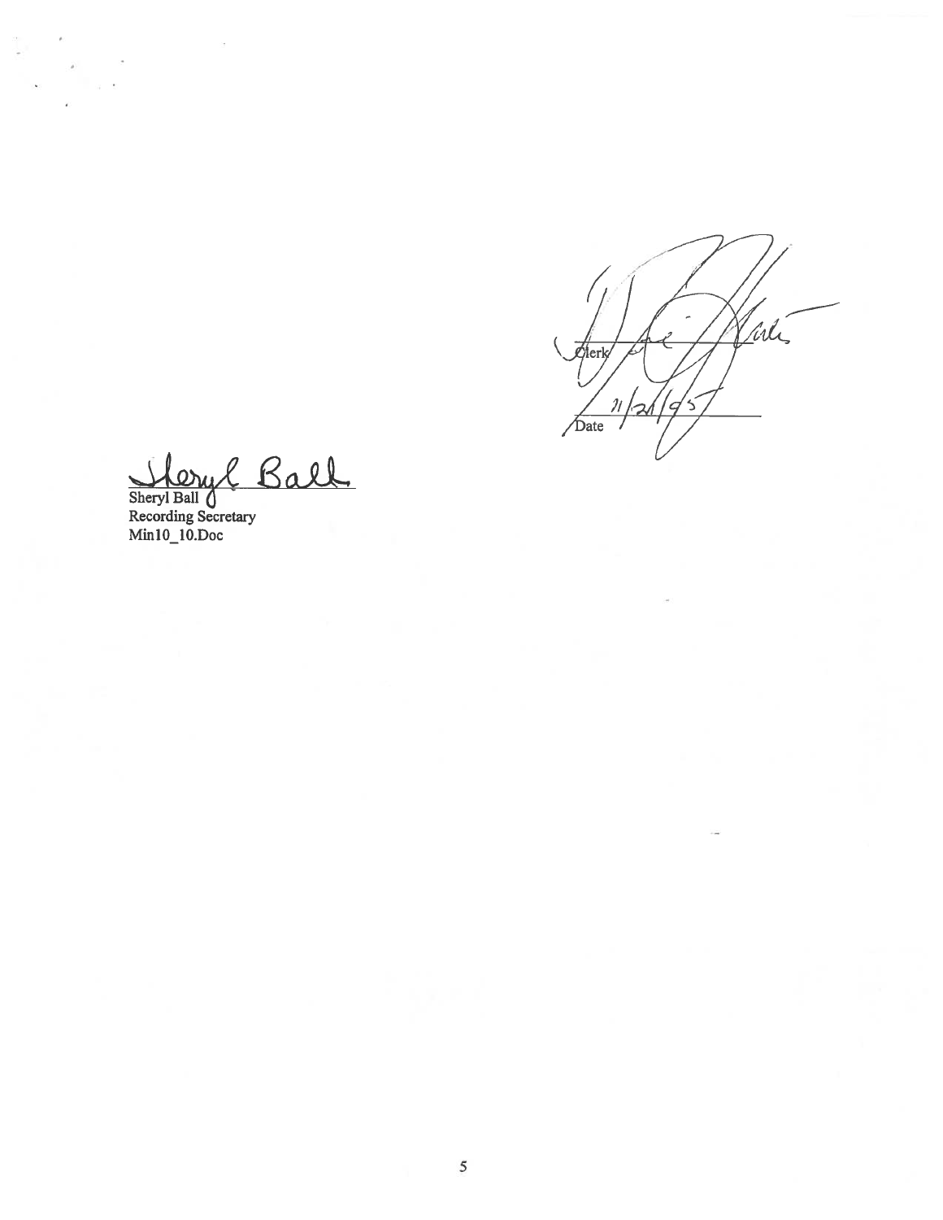Clerk

Date 11/21/95

Sheryl Ball
Recording Secretary
Min10_10.Doc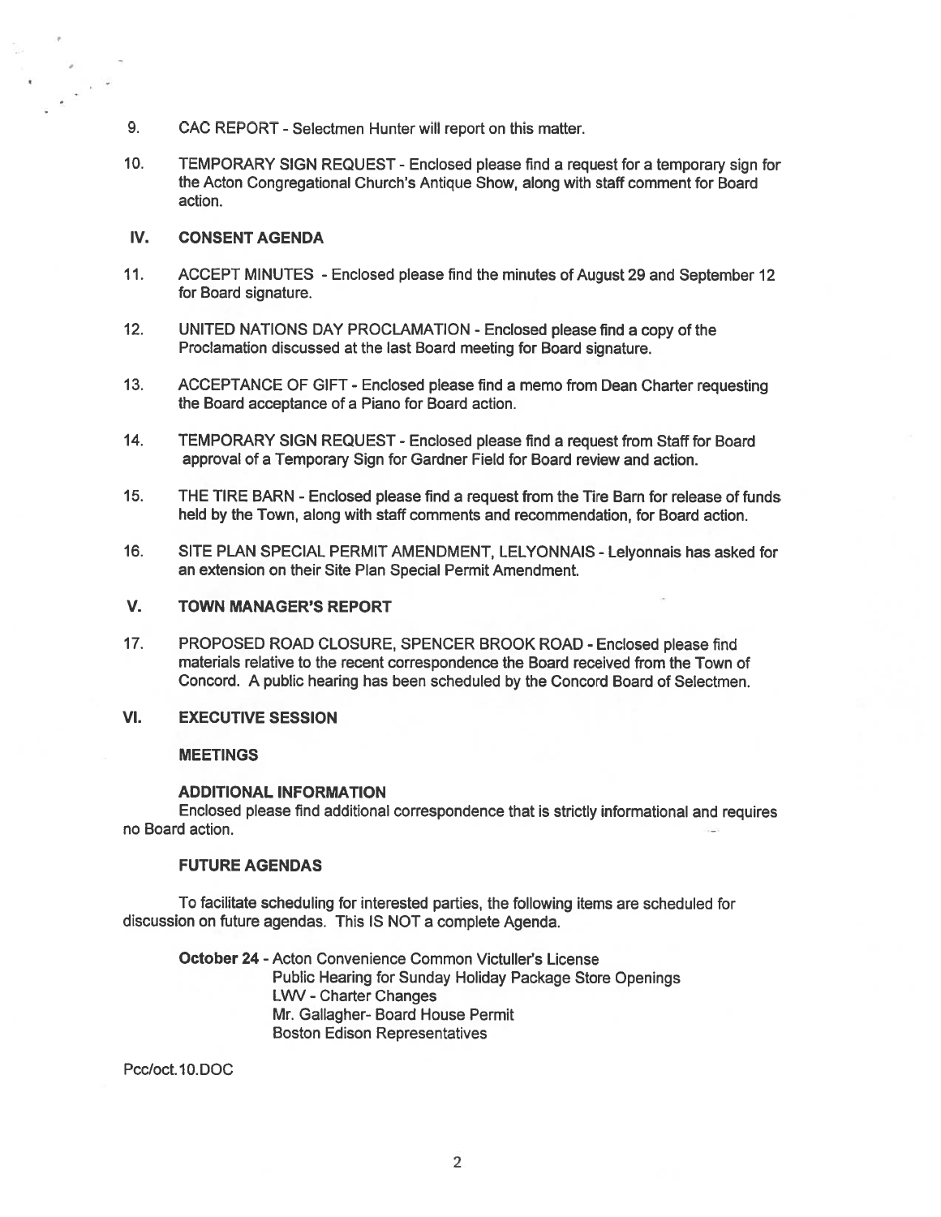9. CAC REPORT - Selectmen Hunter will report on this matter.

10. TEMPORARY SIGN REQUEST - Enclosed please find a request for a temporary sign for the Acton Congregational Church's Antique Show, along with staff comment for Board action.

## IV. CONSENT AGENDA

11. ACCEPT MINUTES - Enclosed please find the minutes of August 29 and September 12 for Board signature.

12. UNITED NATIONS DAY PROCLAMATION - Enclosed please find a copy of the Proclamation discussed at the last Board meeting for Board signature.

13. ACCEPTANCE OF GIFT - Enclosed please find a memo from Dean Charter requesting the Board acceptance of a Piano for Board action.

14. TEMPORARY SIGN REQUEST - Enclosed please find a request from Staff for Board approval of a Temporary Sign for Gardner Field for Board review and action.

15. THE TIRE BARN - Enclosed please find a request from the Tire Barn for release of funds held by the Town, along with staff comments and recommendation, for Board action.

16. SITE PLAN SPECIAL PERMIT AMENDMENT, LELYONNAIS - Lelyonnais has asked for an extension on their Site Plan Special Permit Amendment.

## V. TOWN MANAGER'S REPORT

17. PROPOSED ROAD CLOSURE, SPENCER BROOK ROAD - Enclosed please find materials relative to the recent correspondence the Board received from the Town of Concord. A public hearing has been scheduled by the Concord Board of Selectmen.

## VI. EXECUTIVE SESSION

**MEETINGS**

**ADDITIONAL INFORMATION**

Enclosed please find additional correspondence that is strictly informational and requires no Board action.

**FUTURE AGENDAS**

To facilitate scheduling for interested parties, the following items are scheduled for discussion on future agendas. This IS NOT a complete Agenda.

**October 24** - Acton Convenience Common Victuller's License
Public Hearing for Sunday Holiday Package Store Openings
LWV - Charter Changes
Mr. Gallagher- Board House Permit
Boston Edison Representatives

Pcc/oct.10.DOC